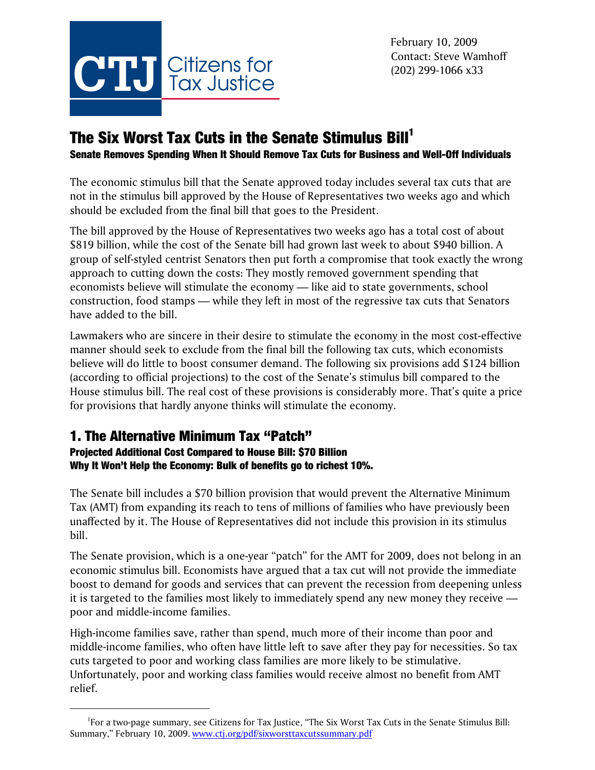CTJ Citizens for Tax Justice

February 10, 2009
Contact: Steve Wamhoff
(202) 299-1066 x33

# The Six Worst Tax Cuts in the Senate Stimulus Bill[1]

**Senate Removes Spending When It Should Remove Tax Cuts for Business and Well-Off Individuals**

The economic stimulus bill that the Senate approved today includes several tax cuts that are not in the stimulus bill approved by the House of Representatives two weeks ago and which should be excluded from the final bill that goes to the President.

The bill approved by the House of Representatives two weeks ago has a total cost of about $819 billion, while the cost of the Senate bill had grown last week to about $940 billion. A group of self-styled centrist Senators then put forth a compromise that took exactly the wrong approach to cutting down the costs: They mostly removed government spending that economists believe will stimulate the economy — like aid to state governments, school construction, food stamps — while they left in most of the regressive tax cuts that Senators have added to the bill.

Lawmakers who are sincere in their desire to stimulate the economy in the most cost-effective manner should seek to exclude from the final bill the following tax cuts, which economists believe will do little to boost consumer demand. The following six provisions add $124 billion (according to official projections) to the cost of the Senate's stimulus bill compared to the House stimulus bill. The real cost of these provisions is considerably more. That's quite a price for provisions that hardly anyone thinks will stimulate the economy.

## 1. The Alternative Minimum Tax "Patch"

**Projected Additional Cost Compared to House Bill: $70 Billion**
**Why It Won't Help the Economy: Bulk of benefits go to richest 10%.**

The Senate bill includes a $70 billion provision that would prevent the Alternative Minimum Tax (AMT) from expanding its reach to tens of millions of families who have previously been unaffected by it. The House of Representatives did not include this provision in its stimulus bill.

The Senate provision, which is a one-year "patch" for the AMT for 2009, does not belong in an economic stimulus bill. Economists have argued that a tax cut will not provide the immediate boost to demand for goods and services that can prevent the recession from deepening unless it is targeted to the families most likely to immediately spend any new money they receive — poor and middle-income families.

High-income families save, rather than spend, much more of their income than poor and middle-income families, who often have little left to save after they pay for necessities. So tax cuts targeted to poor and working class families are more likely to be stimulative. Unfortunately, poor and working class families would receive almost no benefit from AMT relief.

[1]For a two-page summary, see Citizens for Tax Justice, "The Six Worst Tax Cuts in the Senate Stimulus Bill: Summary," February 10, 2009. www.ctj.org/pdf/sixworsttaxcutssummary.pdf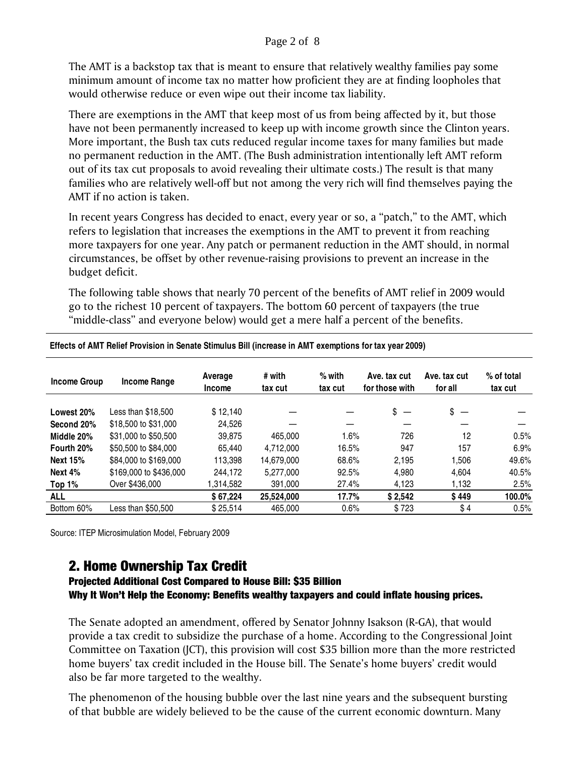The AMT is a backstop tax that is meant to ensure that relatively wealthy families pay some minimum amount of income tax no matter how proficient they are at finding loopholes that would otherwise reduce or even wipe out their income tax liability.

There are exemptions in the AMT that keep most of us from being affected by it, but those have not been permanently increased to keep up with income growth since the Clinton years. More important, the Bush tax cuts reduced regular income taxes for many families but made no permanent reduction in the AMT. (The Bush administration intentionally left AMT reform out of its tax cut proposals to avoid revealing their ultimate costs.) The result is that many families who are relatively well-off but not among the very rich will find themselves paying the AMT if no action is taken.

In recent years Congress has decided to enact, every year or so, a "patch," to the AMT, which refers to legislation that increases the exemptions in the AMT to prevent it from reaching more taxpayers for one year. Any patch or permanent reduction in the AMT should, in normal circumstances, be offset by other revenue-raising provisions to prevent an increase in the budget deficit.

The following table shows that nearly 70 percent of the benefits of AMT relief in 2009 would go to the richest 10 percent of taxpayers. The bottom 60 percent of taxpayers (the true "middle-class" and everyone below) would get a mere half a percent of the benefits.

**Effects of AMT Relief Provision in Senate Stimulus Bill (increase in AMT exemptions for tax year 2009)**

| Income Group | Income Range | Average Income | # with tax cut | % with tax cut | Ave. tax cut for those with | Ave. tax cut for all | % of total tax cut |
|---|---|---|---|---|---|---|---|
| **Lowest 20%** | Less than $18,500 | $ 12,140 | — | — | $ — | $ — | — |
| **Second 20%** | $18,500 to $31,000 | 24,526 | — | — | — | — | — |
| **Middle 20%** | $31,000 to $50,500 | 39,875 | 465,000 | 1.6% | 726 | 12 | 0.5% |
| **Fourth 20%** | $50,500 to $84,000 | 65,440 | 4,712,000 | 16.5% | 947 | 157 | 6.9% |
| **Next 15%** | $84,000 to $169,000 | 113,398 | 14,679,000 | 68.6% | 2,195 | 1,506 | 49.6% |
| **Next 4%** | $169,000 to $436,000 | 244,172 | 5,277,000 | 92.5% | 4,980 | 4,604 | 40.5% |
| **Top 1%** | Over $436,000 | 1,314,582 | 391,000 | 27.4% | 4,123 | 1,132 | 2.5% |
| **ALL** | | **$ 67,224** | **25,524,000** | **17.7%** | **$ 2,542** | **$ 449** | **100.0%** |
| Bottom 60% | Less than $50,500 | $ 25,514 | 465,000 | 0.6% | $ 723 | $ 4 | 0.5% |

Source: ITEP Microsimulation Model, February 2009

## 2. Home Ownership Tax Credit

**Projected Additional Cost Compared to House Bill: $35 Billion**

**Why It Won't Help the Economy: Benefits wealthy taxpayers and could inflate housing prices.**

The Senate adopted an amendment, offered by Senator Johnny Isakson (R-GA), that would provide a tax credit to subsidize the purchase of a home. According to the Congressional Joint Committee on Taxation (JCT), this provision will cost $35 billion more than the more restricted home buyers' tax credit included in the House bill. The Senate's home buyers' credit would also be far more targeted to the wealthy.

The phenomenon of the housing bubble over the last nine years and the subsequent bursting of that bubble are widely believed to be the cause of the current economic downturn. Many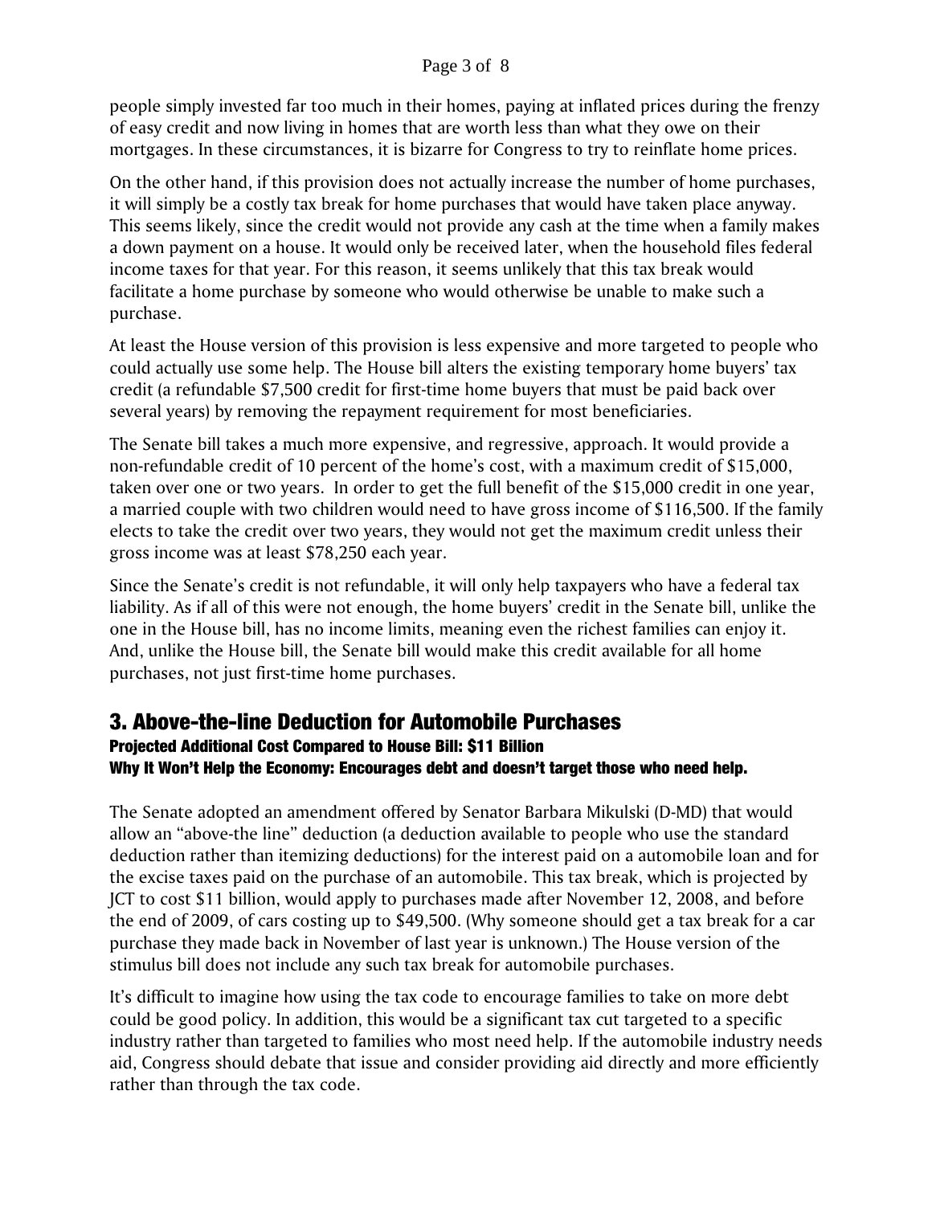people simply invested far too much in their homes, paying at inflated prices during the frenzy of easy credit and now living in homes that are worth less than what they owe on their mortgages. In these circumstances, it is bizarre for Congress to try to reinflate home prices.

On the other hand, if this provision does not actually increase the number of home purchases, it will simply be a costly tax break for home purchases that would have taken place anyway. This seems likely, since the credit would not provide any cash at the time when a family makes a down payment on a house. It would only be received later, when the household files federal income taxes for that year. For this reason, it seems unlikely that this tax break would facilitate a home purchase by someone who would otherwise be unable to make such a purchase.

At least the House version of this provision is less expensive and more targeted to people who could actually use some help. The House bill alters the existing temporary home buyers' tax credit (a refundable $7,500 credit for first-time home buyers that must be paid back over several years) by removing the repayment requirement for most beneficiaries.

The Senate bill takes a much more expensive, and regressive, approach. It would provide a non-refundable credit of 10 percent of the home's cost, with a maximum credit of $15,000, taken over one or two years. In order to get the full benefit of the $15,000 credit in one year, a married couple with two children would need to have gross income of $116,500. If the family elects to take the credit over two years, they would not get the maximum credit unless their gross income was at least $78,250 each year.

Since the Senate's credit is not refundable, it will only help taxpayers who have a federal tax liability. As if all of this were not enough, the home buyers' credit in the Senate bill, unlike the one in the House bill, has no income limits, meaning even the richest families can enjoy it. And, unlike the House bill, the Senate bill would make this credit available for all home purchases, not just first-time home purchases.

## 3. Above-the-line Deduction for Automobile Purchases

**Projected Additional Cost Compared to House Bill: $11 Billion**

**Why It Won't Help the Economy: Encourages debt and doesn't target those who need help.**

The Senate adopted an amendment offered by Senator Barbara Mikulski (D-MD) that would allow an "above-the line" deduction (a deduction available to people who use the standard deduction rather than itemizing deductions) for the interest paid on a automobile loan and for the excise taxes paid on the purchase of an automobile. This tax break, which is projected by JCT to cost $11 billion, would apply to purchases made after November 12, 2008, and before the end of 2009, of cars costing up to $49,500. (Why someone should get a tax break for a car purchase they made back in November of last year is unknown.) The House version of the stimulus bill does not include any such tax break for automobile purchases.

It's difficult to imagine how using the tax code to encourage families to take on more debt could be good policy. In addition, this would be a significant tax cut targeted to a specific industry rather than targeted to families who most need help. If the automobile industry needs aid, Congress should debate that issue and consider providing aid directly and more efficiently rather than through the tax code.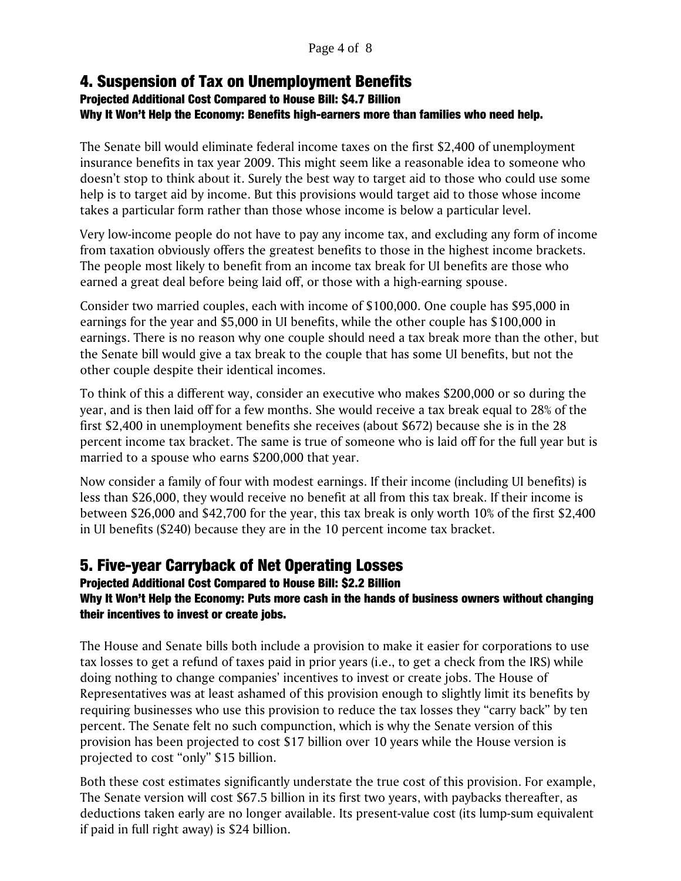## 4. Suspension of Tax on Unemployment Benefits

**Projected Additional Cost Compared to House Bill: $4.7 Billion**
**Why It Won't Help the Economy: Benefits high-earners more than families who need help.**

The Senate bill would eliminate federal income taxes on the first $2,400 of unemployment insurance benefits in tax year 2009. This might seem like a reasonable idea to someone who doesn't stop to think about it. Surely the best way to target aid to those who could use some help is to target aid by income. But this provisions would target aid to those whose income takes a particular form rather than those whose income is below a particular level.

Very low-income people do not have to pay any income tax, and excluding any form of income from taxation obviously offers the greatest benefits to those in the highest income brackets. The people most likely to benefit from an income tax break for UI benefits are those who earned a great deal before being laid off, or those with a high-earning spouse.

Consider two married couples, each with income of $100,000. One couple has $95,000 in earnings for the year and $5,000 in UI benefits, while the other couple has $100,000 in earnings. There is no reason why one couple should need a tax break more than the other, but the Senate bill would give a tax break to the couple that has some UI benefits, but not the other couple despite their identical incomes.

To think of this a different way, consider an executive who makes $200,000 or so during the year, and is then laid off for a few months. She would receive a tax break equal to 28% of the first $2,400 in unemployment benefits she receives (about $672) because she is in the 28 percent income tax bracket. The same is true of someone who is laid off for the full year but is married to a spouse who earns $200,000 that year.

Now consider a family of four with modest earnings. If their income (including UI benefits) is less than $26,000, they would receive no benefit at all from this tax break. If their income is between $26,000 and $42,700 for the year, this tax break is only worth 10% of the first $2,400 in UI benefits ($240) because they are in the 10 percent income tax bracket.

## 5. Five-year Carryback of Net Operating Losses

**Projected Additional Cost Compared to House Bill: $2.2 Billion**
**Why It Won't Help the Economy: Puts more cash in the hands of business owners without changing their incentives to invest or create jobs.**

The House and Senate bills both include a provision to make it easier for corporations to use tax losses to get a refund of taxes paid in prior years (i.e., to get a check from the IRS) while doing nothing to change companies' incentives to invest or create jobs. The House of Representatives was at least ashamed of this provision enough to slightly limit its benefits by requiring businesses who use this provision to reduce the tax losses they "carry back" by ten percent. The Senate felt no such compunction, which is why the Senate version of this provision has been projected to cost $17 billion over 10 years while the House version is projected to cost "only" $15 billion.

Both these cost estimates significantly understate the true cost of this provision. For example, The Senate version will cost $67.5 billion in its first two years, with paybacks thereafter, as deductions taken early are no longer available. Its present-value cost (its lump-sum equivalent if paid in full right away) is $24 billion.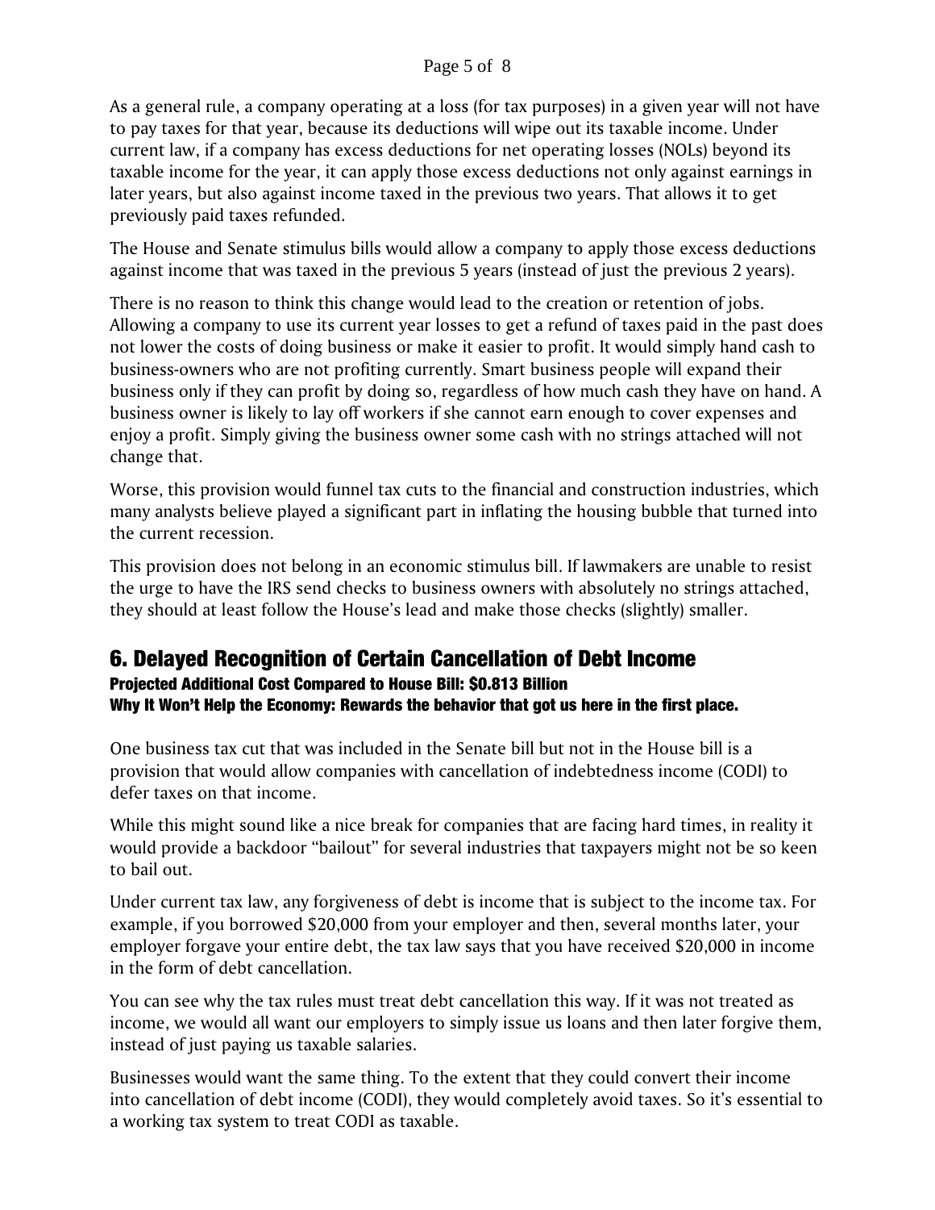As a general rule, a company operating at a loss (for tax purposes) in a given year will not have to pay taxes for that year, because its deductions will wipe out its taxable income. Under current law, if a company has excess deductions for net operating losses (NOLs) beyond its taxable income for the year, it can apply those excess deductions not only against earnings in later years, but also against income taxed in the previous two years. That allows it to get previously paid taxes refunded.

The House and Senate stimulus bills would allow a company to apply those excess deductions against income that was taxed in the previous 5 years (instead of just the previous 2 years).

There is no reason to think this change would lead to the creation or retention of jobs. Allowing a company to use its current year losses to get a refund of taxes paid in the past does not lower the costs of doing business or make it easier to profit. It would simply hand cash to business-owners who are not profiting currently. Smart business people will expand their business only if they can profit by doing so, regardless of how much cash they have on hand. A business owner is likely to lay off workers if she cannot earn enough to cover expenses and enjoy a profit. Simply giving the business owner some cash with no strings attached will not change that.

Worse, this provision would funnel tax cuts to the financial and construction industries, which many analysts believe played a significant part in inflating the housing bubble that turned into the current recession.

This provision does not belong in an economic stimulus bill. If lawmakers are unable to resist the urge to have the IRS send checks to business owners with absolutely no strings attached, they should at least follow the House's lead and make those checks (slightly) smaller.

## 6. Delayed Recognition of Certain Cancellation of Debt Income

**Projected Additional Cost Compared to House Bill: $0.813 Billion**
**Why It Won't Help the Economy: Rewards the behavior that got us here in the first place.**

One business tax cut that was included in the Senate bill but not in the House bill is a provision that would allow companies with cancellation of indebtedness income (CODI) to defer taxes on that income.

While this might sound like a nice break for companies that are facing hard times, in reality it would provide a backdoor "bailout" for several industries that taxpayers might not be so keen to bail out.

Under current tax law, any forgiveness of debt is income that is subject to the income tax. For example, if you borrowed $20,000 from your employer and then, several months later, your employer forgave your entire debt, the tax law says that you have received $20,000 in income in the form of debt cancellation.

You can see why the tax rules must treat debt cancellation this way. If it was not treated as income, we would all want our employers to simply issue us loans and then later forgive them, instead of just paying us taxable salaries.

Businesses would want the same thing. To the extent that they could convert their income into cancellation of debt income (CODI), they would completely avoid taxes. So it's essential to a working tax system to treat CODI as taxable.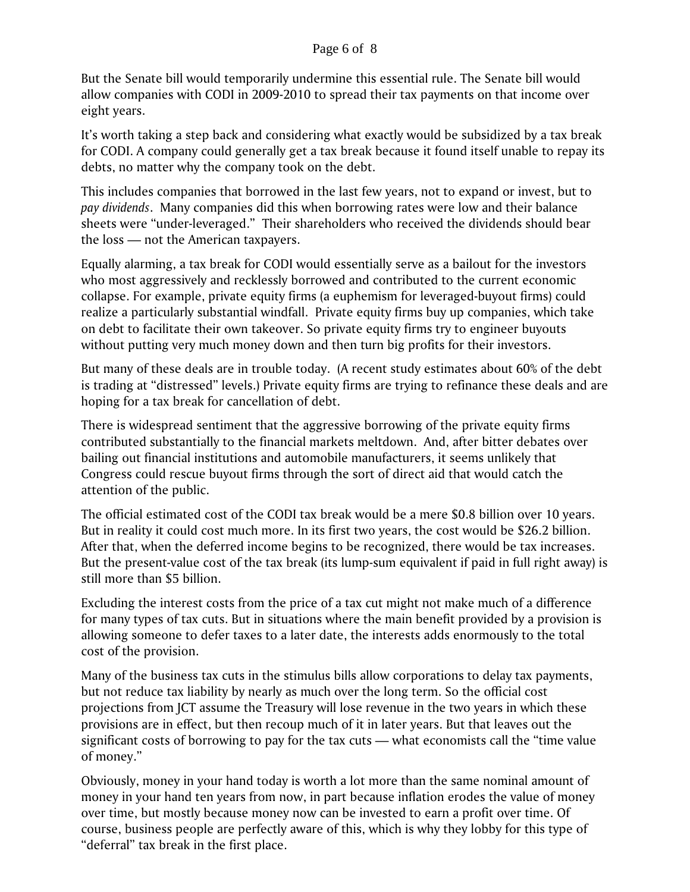But the Senate bill would temporarily undermine this essential rule. The Senate bill would allow companies with CODI in 2009-2010 to spread their tax payments on that income over eight years.

It's worth taking a step back and considering what exactly would be subsidized by a tax break for CODI. A company could generally get a tax break because it found itself unable to repay its debts, no matter why the company took on the debt.

This includes companies that borrowed in the last few years, not to expand or invest, but to *pay dividends*. Many companies did this when borrowing rates were low and their balance sheets were "under-leveraged." Their shareholders who received the dividends should bear the loss — not the American taxpayers.

Equally alarming, a tax break for CODI would essentially serve as a bailout for the investors who most aggressively and recklessly borrowed and contributed to the current economic collapse. For example, private equity firms (a euphemism for leveraged-buyout firms) could realize a particularly substantial windfall. Private equity firms buy up companies, which take on debt to facilitate their own takeover. So private equity firms try to engineer buyouts without putting very much money down and then turn big profits for their investors.

But many of these deals are in trouble today. (A recent study estimates about 60% of the debt is trading at "distressed" levels.) Private equity firms are trying to refinance these deals and are hoping for a tax break for cancellation of debt.

There is widespread sentiment that the aggressive borrowing of the private equity firms contributed substantially to the financial markets meltdown. And, after bitter debates over bailing out financial institutions and automobile manufacturers, it seems unlikely that Congress could rescue buyout firms through the sort of direct aid that would catch the attention of the public.

The official estimated cost of the CODI tax break would be a mere $0.8 billion over 10 years. But in reality it could cost much more. In its first two years, the cost would be $26.2 billion. After that, when the deferred income begins to be recognized, there would be tax increases. But the present-value cost of the tax break (its lump-sum equivalent if paid in full right away) is still more than $5 billion.

Excluding the interest costs from the price of a tax cut might not make much of a difference for many types of tax cuts. But in situations where the main benefit provided by a provision is allowing someone to defer taxes to a later date, the interests adds enormously to the total cost of the provision.

Many of the business tax cuts in the stimulus bills allow corporations to delay tax payments, but not reduce tax liability by nearly as much over the long term. So the official cost projections from JCT assume the Treasury will lose revenue in the two years in which these provisions are in effect, but then recoup much of it in later years. But that leaves out the significant costs of borrowing to pay for the tax cuts — what economists call the "time value of money."

Obviously, money in your hand today is worth a lot more than the same nominal amount of money in your hand ten years from now, in part because inflation erodes the value of money over time, but mostly because money now can be invested to earn a profit over time. Of course, business people are perfectly aware of this, which is why they lobby for this type of "deferral" tax break in the first place.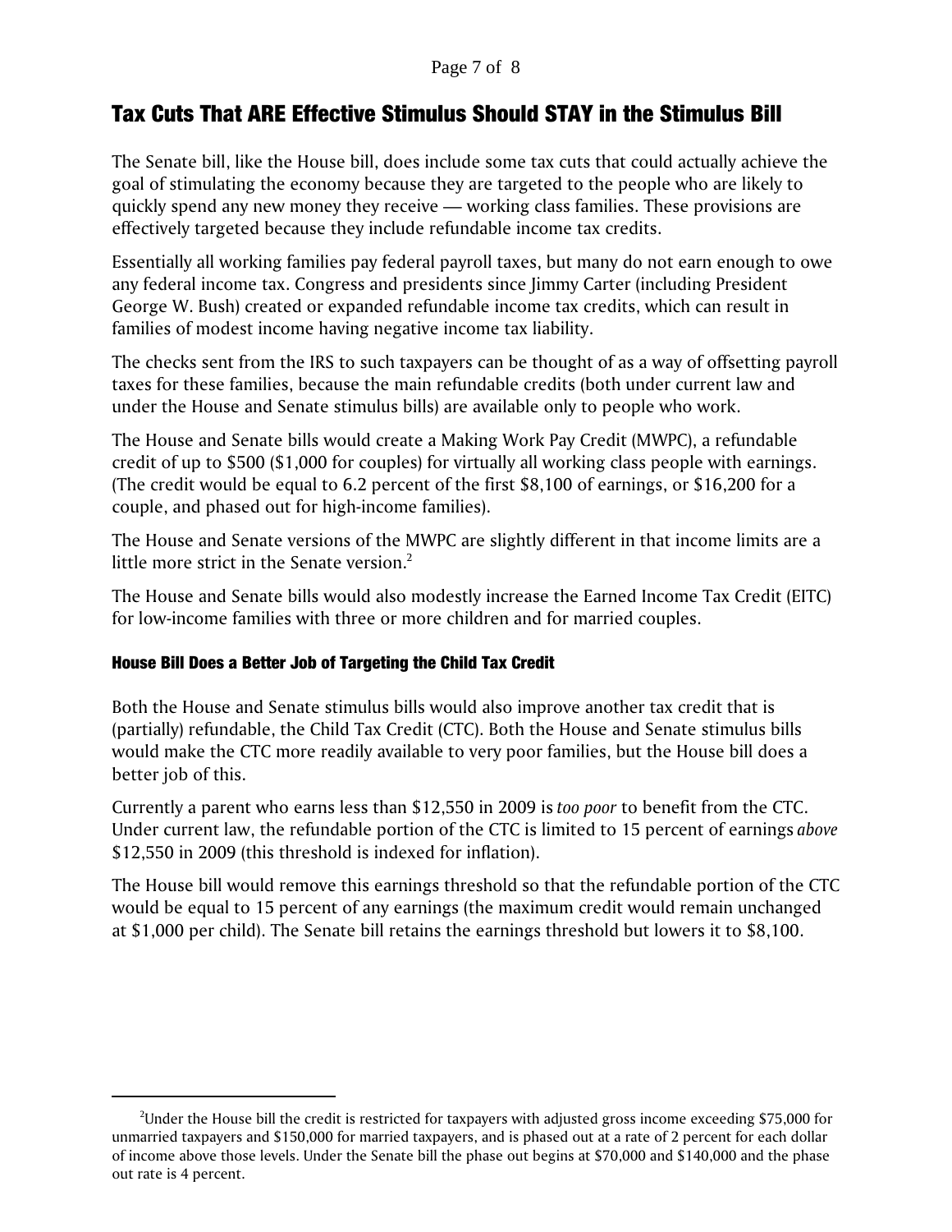## Tax Cuts That ARE Effective Stimulus Should STAY in the Stimulus Bill

The Senate bill, like the House bill, does include some tax cuts that could actually achieve the goal of stimulating the economy because they are targeted to the people who are likely to quickly spend any new money they receive — working class families. These provisions are effectively targeted because they include refundable income tax credits.

Essentially all working families pay federal payroll taxes, but many do not earn enough to owe any federal income tax. Congress and presidents since Jimmy Carter (including President George W. Bush) created or expanded refundable income tax credits, which can result in families of modest income having negative income tax liability.

The checks sent from the IRS to such taxpayers can be thought of as a way of offsetting payroll taxes for these families, because the main refundable credits (both under current law and under the House and Senate stimulus bills) are available only to people who work.

The House and Senate bills would create a Making Work Pay Credit (MWPC), a refundable credit of up to $500 ($1,000 for couples) for virtually all working class people with earnings. (The credit would be equal to 6.2 percent of the first $8,100 of earnings, or $16,200 for a couple, and phased out for high-income families).

The House and Senate versions of the MWPC are slightly different in that income limits are a little more strict in the Senate version.[2]

The House and Senate bills would also modestly increase the Earned Income Tax Credit (EITC) for low-income families with three or more children and for married couples.

### House Bill Does a Better Job of Targeting the Child Tax Credit

Both the House and Senate stimulus bills would also improve another tax credit that is (partially) refundable, the Child Tax Credit (CTC). Both the House and Senate stimulus bills would make the CTC more readily available to very poor families, but the House bill does a better job of this.

Currently a parent who earns less than $12,550 in 2009 is *too poor* to benefit from the CTC. Under current law, the refundable portion of the CTC is limited to 15 percent of earnings *above* $12,550 in 2009 (this threshold is indexed for inflation).

The House bill would remove this earnings threshold so that the refundable portion of the CTC would be equal to 15 percent of any earnings (the maximum credit would remain unchanged at $1,000 per child). The Senate bill retains the earnings threshold but lowers it to $8,100.

---

[2] Under the House bill the credit is restricted for taxpayers with adjusted gross income exceeding $75,000 for unmarried taxpayers and $150,000 for married taxpayers, and is phased out at a rate of 2 percent for each dollar of income above those levels. Under the Senate bill the phase out begins at $70,000 and $140,000 and the phase out rate is 4 percent.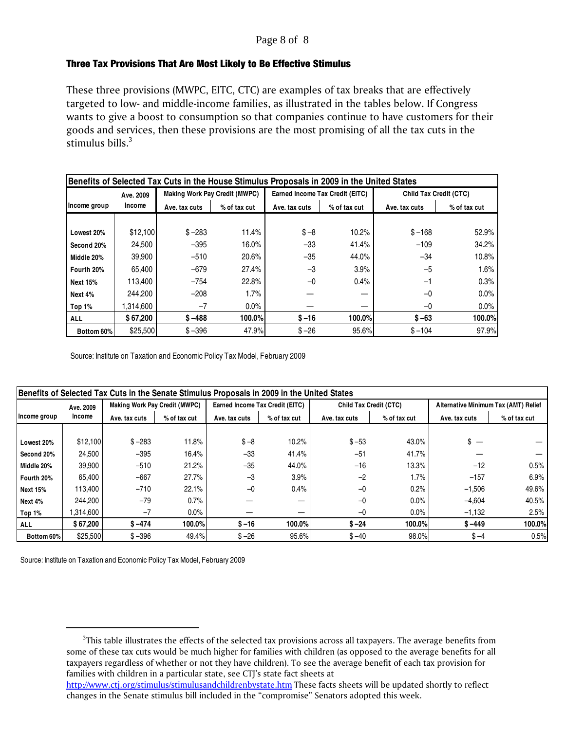### Three Tax Provisions That Are Most Likely to Be Effective Stimulus

These three provisions (MWPC, EITC, CTC) are examples of tax breaks that are effectively targeted to low- and middle-income families, as illustrated in the tables below. If Congress wants to give a boost to consumption so that companies continue to have customers for their goods and services, then these provisions are the most promising of all the tax cuts in the stimulus bills.[3]

**Benefits of Selected Tax Cuts in the House Stimulus Proposals in 2009 in the United States**

| Income group | Ave. 2009 Income | Making Work Pay Credit (MWPC) | | Earned Income Tax Credit (EITC) | | Child Tax Credit (CTC) | |
|---|---|---|---|---|---|---|---|
| | | Ave. tax cuts | % of tax cut | Ave. tax cuts | % of tax cut | Ave. tax cuts | % of tax cut |
| Lowest 20% | $12,100 | $ –283 | 11.4% | $ –8 | 10.2% | $ –168 | 52.9% |
| Second 20% | 24,500 | –395 | 16.0% | –33 | 41.4% | –109 | 34.2% |
| Middle 20% | 39,900 | –510 | 20.6% | –35 | 44.0% | –34 | 10.8% |
| Fourth 20% | 65,400 | –679 | 27.4% | –3 | 3.9% | –5 | 1.6% |
| Next 15% | 113,400 | –754 | 22.8% | –0 | 0.4% | –1 | 0.3% |
| Next 4% | 244,200 | –208 | 1.7% | — | — | –0 | 0.0% |
| Top 1% | 1,314,600 | –7 | 0.0% | — | — | –0 | 0.0% |
| **ALL** | **$ 67,200** | **$ –488** | **100.0%** | **$ –16** | **100.0%** | **$ –63** | **100.0%** |
| Bottom 60% | $25,500 | $ –396 | 47.9% | $ –26 | 95.6% | $ –104 | 97.9% |

Source: Institute on Taxation and Economic Policy Tax Model, February 2009

**Benefits of Selected Tax Cuts in the Senate Stimulus Proposals in 2009 in the United States**

| Income group | Ave. 2009 Income | Making Work Pay Credit (MWPC) | | Earned Income Tax Credit (EITC) | | Child Tax Credit (CTC) | | Alternative Minimum Tax (AMT) Relief | |
|---|---|---|---|---|---|---|---|---|---|
| | | Ave. tax cuts | % of tax cut | Ave. tax cuts | % of tax cut | Ave. tax cuts | % of tax cut | Ave. tax cuts | % of tax cut |
| Lowest 20% | $12,100 | $ –283 | 11.8% | $ –8 | 10.2% | $ –53 | 43.0% | $ — | — |
| Second 20% | 24,500 | –395 | 16.4% | –33 | 41.4% | –51 | 41.7% | — | — |
| Middle 20% | 39,900 | –510 | 21.2% | –35 | 44.0% | –16 | 13.3% | –12 | 0.5% |
| Fourth 20% | 65,400 | –667 | 27.7% | –3 | 3.9% | –2 | 1.7% | –157 | 6.9% |
| Next 15% | 113,400 | –710 | 22.1% | –0 | 0.4% | –0 | 0.2% | –1,506 | 49.6% |
| Next 4% | 244,200 | –79 | 0.7% | — | — | –0 | 0.0% | –4,604 | 40.5% |
| Top 1% | 1,314,600 | –7 | 0.0% | — | — | –0 | 0.0% | –1,132 | 2.5% |
| **ALL** | **$ 67,200** | **$ –474** | **100.0%** | **$ –16** | **100.0%** | **$ –24** | **100.0%** | **$ –449** | **100.0%** |
| Bottom 60% | $25,500 | $ –396 | 49.4% | $ –26 | 95.6% | $ –40 | 98.0% | $ –4 | 0.5% |

Source: Institute on Taxation and Economic Policy Tax Model, February 2009

---

[3] This table illustrates the effects of the selected tax provisions across all taxpayers. The average benefits from some of these tax cuts would be much higher for families with children (as opposed to the average benefits for all taxpayers regardless of whether or not they have children). To see the average benefit of each tax provision for families with children in a particular state, see CTJ's state fact sheets at http://www.ctj.org/stimulus/stimulusandchildrenbystate.htm These facts sheets will be updated shortly to reflect changes in the Senate stimulus bill included in the "compromise" Senators adopted this week.